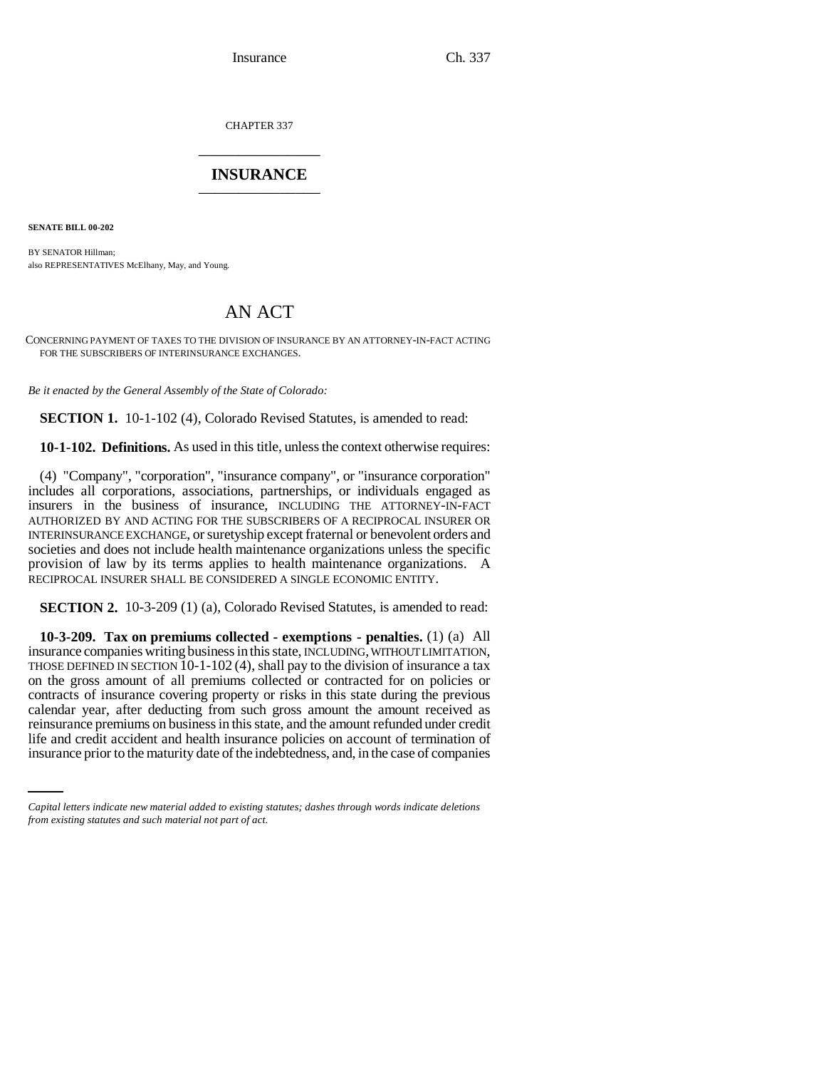CHAPTER 337

# INSURANCE

**SENATE BILL 00-202**

BY SENATOR Hillman;
also REPRESENTATIVES McElhany, May, and Young.

# AN ACT

CONCERNING PAYMENT OF TAXES TO THE DIVISION OF INSURANCE BY AN ATTORNEY-IN-FACT ACTING FOR THE SUBSCRIBERS OF INTERINSURANCE EXCHANGES.

*Be it enacted by the General Assembly of the State of Colorado:*

**SECTION 1.** 10-1-102 (4), Colorado Revised Statutes, is amended to read:

**10-1-102. Definitions.** As used in this title, unless the context otherwise requires:

(4) "Company", "corporation", "insurance company", or "insurance corporation" includes all corporations, associations, partnerships, or individuals engaged as insurers in the business of insurance, INCLUDING THE ATTORNEY-IN-FACT AUTHORIZED BY AND ACTING FOR THE SUBSCRIBERS OF A RECIPROCAL INSURER OR INTERINSURANCE EXCHANGE, or suretyship except fraternal or benevolent orders and societies and does not include health maintenance organizations unless the specific provision of law by its terms applies to health maintenance organizations. A RECIPROCAL INSURER SHALL BE CONSIDERED A SINGLE ECONOMIC ENTITY.

**SECTION 2.** 10-3-209 (1) (a), Colorado Revised Statutes, is amended to read:

**10-3-209. Tax on premiums collected - exemptions - penalties.** (1) (a) All insurance companies writing business in this state, INCLUDING, WITHOUT LIMITATION, THOSE DEFINED IN SECTION 10-1-102 (4), shall pay to the division of insurance a tax on the gross amount of all premiums collected or contracted for on policies or contracts of insurance covering property or risks in this state during the previous calendar year, after deducting from such gross amount the amount received as reinsurance premiums on business in this state, and the amount refunded under credit life and credit accident and health insurance policies on account of termination of insurance prior to the maturity date of the indebtedness, and, in the case of companies

*Capital letters indicate new material added to existing statutes; dashes through words indicate deletions from existing statutes and such material not part of act.*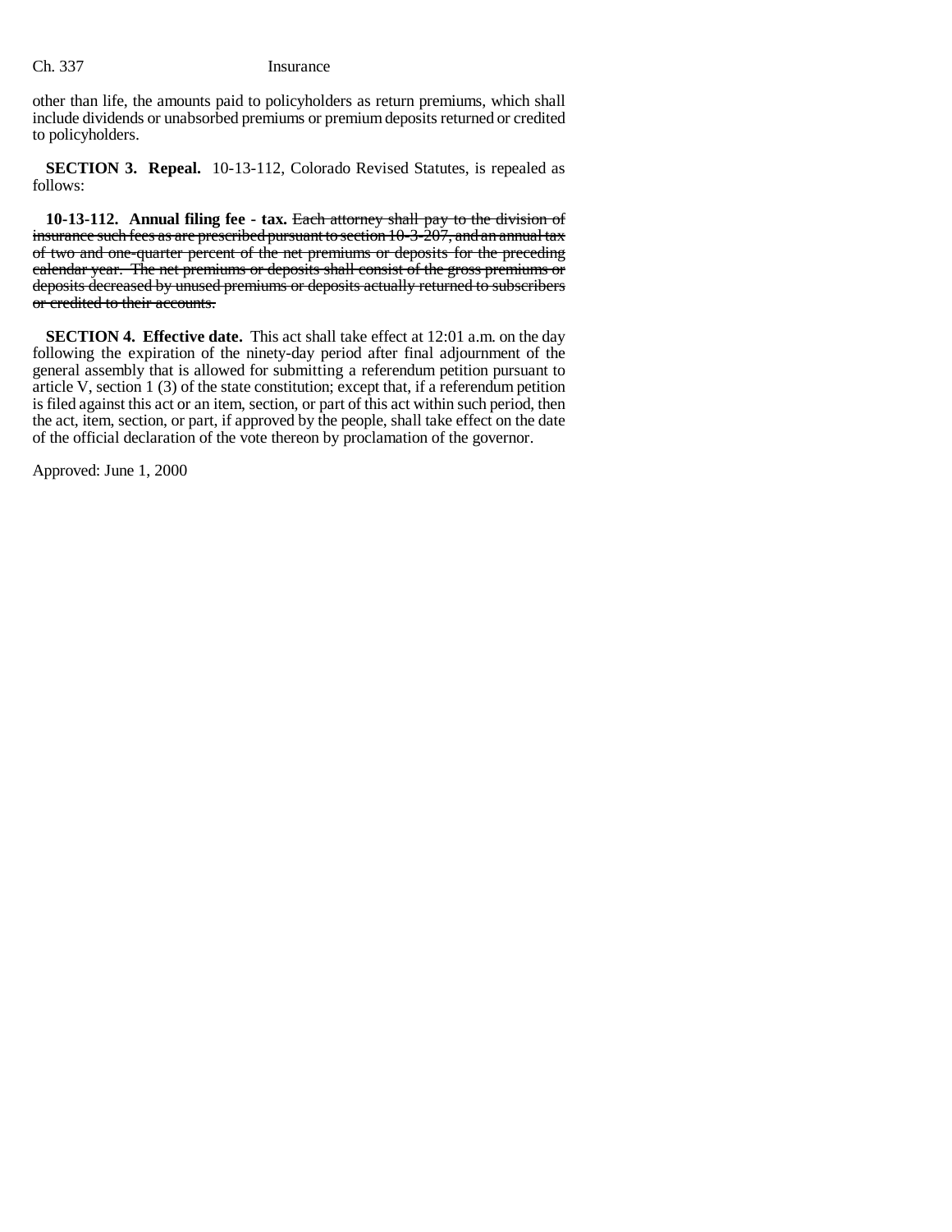other than life, the amounts paid to policyholders as return premiums, which shall include dividends or unabsorbed premiums or premium deposits returned or credited to policyholders.

**SECTION 3. Repeal.** 10-13-112, Colorado Revised Statutes, is repealed as follows:

**10-13-112. Annual filing fee - tax.** ~~Each attorney shall pay to the division of insurance such fees as are prescribed pursuant to section 10-3-207, and an annual tax of two and one-quarter percent of the net premiums or deposits for the preceding calendar year. The net premiums or deposits shall consist of the gross premiums or deposits decreased by unused premiums or deposits actually returned to subscribers or credited to their accounts.~~

**SECTION 4. Effective date.** This act shall take effect at 12:01 a.m. on the day following the expiration of the ninety-day period after final adjournment of the general assembly that is allowed for submitting a referendum petition pursuant to article V, section 1 (3) of the state constitution; except that, if a referendum petition is filed against this act or an item, section, or part of this act within such period, then the act, item, section, or part, if approved by the people, shall take effect on the date of the official declaration of the vote thereon by proclamation of the governor.

Approved: June 1, 2000